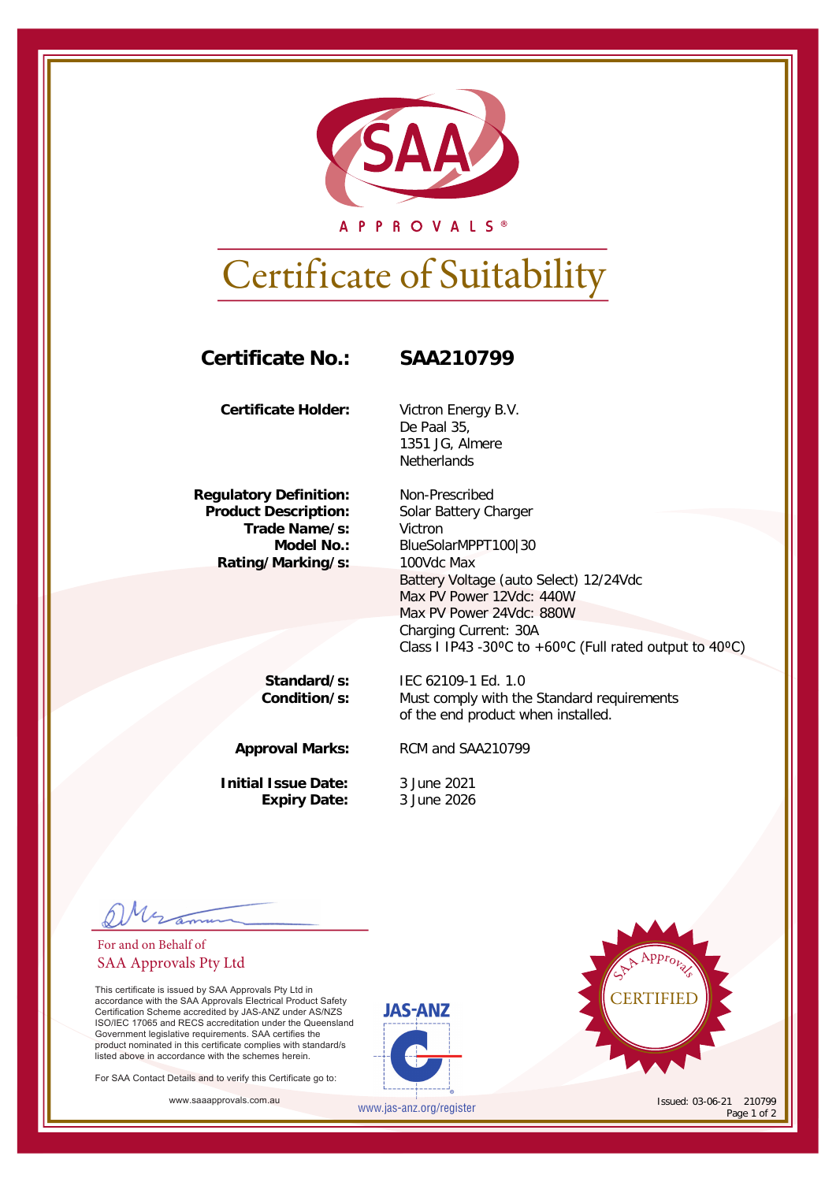SAA

APPROVALS®

# Certificate of Suitability

**Certificate No.:** **SAA210799**

**Certificate Holder:** Victron Energy B.V.
De Paal 35,
1351 JG, Almere
Netherlands

**Regulatory Definition:** Non-Prescribed
**Product Description:** Solar Battery Charger
**Trade Name/s:** Victron
**Model No.:** BlueSolarMPPT100|30
**Rating/Marking/s:** 100Vdc Max
Battery Voltage (auto Select) 12/24Vdc
Max PV Power 12Vdc: 440W
Max PV Power 24Vdc: 880W
Charging Current: 30A
Class I IP43 -30ºC to +60ºC (Full rated output to 40ºC)

**Standard/s:** IEC 62109-1 Ed. 1.0
**Condition/s:** Must comply with the Standard requirements of the end product when installed.

**Approval Marks:** RCM and SAA210799

**Initial Issue Date:** 3 June 2021
**Expiry Date:** 3 June 2026

For and on Behalf of
SAA Approvals Pty Ltd

This certificate is issued by SAA Approvals Pty Ltd in accordance with the SAA Approvals Electrical Product Safety Certification Scheme accredited by JAS-ANZ under AS/NZS ISO/IEC 17065 and RECS accreditation under the Queensland Government legislative requirements. SAA certifies the product nominated in this certificate complies with standard/s listed above in accordance with the schemes herein.

For SAA Contact Details and to verify this Certificate go to:

www.saaapprovals.com.au

JAS-ANZ
www.jas-anz.org/register

SAA Approvals CERTIFIED

Issued: 03-06-21 210799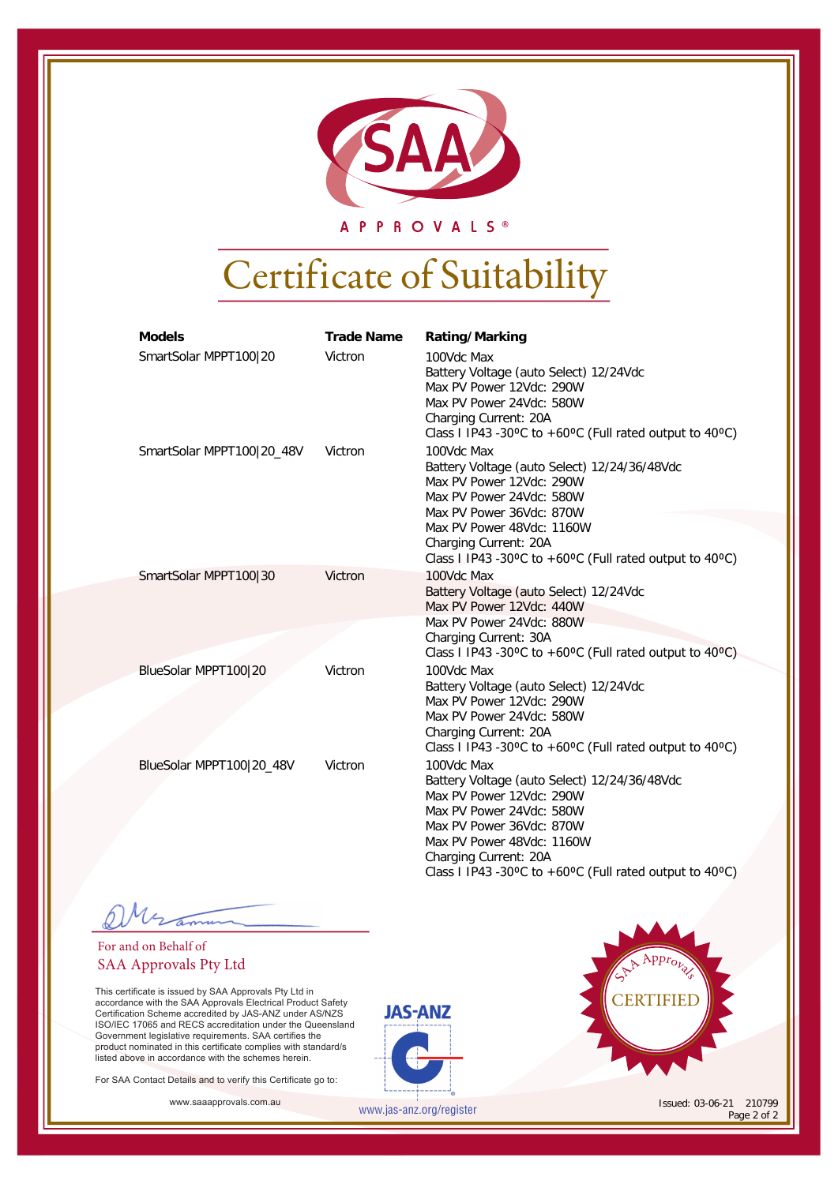APPROVALS®

# Certificate of Suitability

| Models | Trade Name | Rating/Marking |
|---|---|---|
| SmartSolar MPPT100\|20 | Victron | 100Vdc Max<br>Battery Voltage (auto Select) 12/24Vdc<br>Max PV Power 12Vdc: 290W<br>Max PV Power 24Vdc: 580W<br>Charging Current: 20A<br>Class I IP43 -30ºC to +60ºC (Full rated output to 40ºC) |
| SmartSolar MPPT100\|20_48V | Victron | 100Vdc Max<br>Battery Voltage (auto Select) 12/24/36/48Vdc<br>Max PV Power 12Vdc: 290W<br>Max PV Power 24Vdc: 580W<br>Max PV Power 36Vdc: 870W<br>Max PV Power 48Vdc: 1160W<br>Charging Current: 20A<br>Class I IP43 -30ºC to +60ºC (Full rated output to 40ºC) |
| SmartSolar MPPT100\|30 | Victron | 100Vdc Max<br>Battery Voltage (auto Select) 12/24Vdc<br>Max PV Power 12Vdc: 440W<br>Max PV Power 24Vdc: 880W<br>Charging Current: 30A<br>Class I IP43 -30ºC to +60ºC (Full rated output to 40ºC) |
| BlueSolar MPPT100\|20 | Victron | 100Vdc Max<br>Battery Voltage (auto Select) 12/24Vdc<br>Max PV Power 12Vdc: 290W<br>Max PV Power 24Vdc: 580W<br>Charging Current: 20A<br>Class I IP43 -30ºC to +60ºC (Full rated output to 40ºC) |
| BlueSolar MPPT100\|20_48V | Victron | 100Vdc Max<br>Battery Voltage (auto Select) 12/24/36/48Vdc<br>Max PV Power 12Vdc: 290W<br>Max PV Power 24Vdc: 580W<br>Max PV Power 36Vdc: 870W<br>Max PV Power 48Vdc: 1160W<br>Charging Current: 20A<br>Class I IP43 -30ºC to +60ºC (Full rated output to 40ºC) |

For and on Behalf of
SAA Approvals Pty Ltd

This certificate is issued by SAA Approvals Pty Ltd in accordance with the SAA Approvals Electrical Product Safety Certification Scheme accredited by JAS-ANZ under AS/NZS ISO/IEC 17065 and RECS accreditation under the Queensland Government legislative requirements. SAA certifies the product nominated in this certificate complies with standard/s listed above in accordance with the schemes herein.

For SAA Contact Details and to verify this Certificate go to:

www.saaapprovals.com.au

JAS-ANZ

www.jas-anz.org/register

SAA Approvals CERTIFIED

Issued: 03-06-21 210799